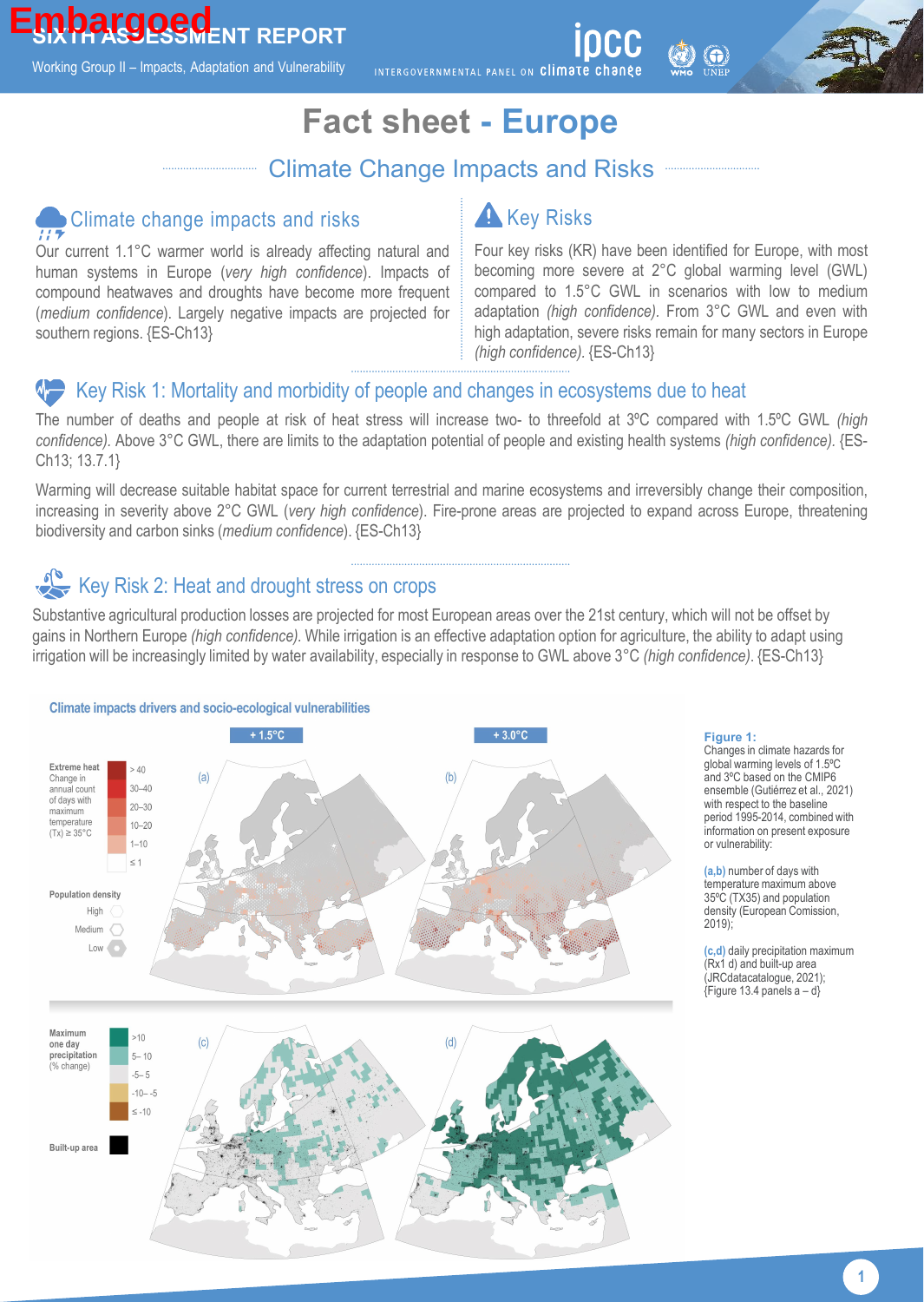Embargoed

SIXTH ASSESSMENT REPORT

Working Group II – Impacts, Adaptation and Vulnerability

# Fact sheet - Europe

## Climate Change Impacts and Risks

### Climate change impacts and risks

Our current 1.1°C warmer world is already affecting natural and human systems in Europe (*very high confidence*). Impacts of compound heatwaves and droughts have become more frequent (*medium confidence*). Largely negative impacts are projected for southern regions. {ES-Ch13}

### Key Risks

Four key risks (KR) have been identified for Europe, with most becoming more severe at 2°C global warming level (GWL) compared to 1.5°C GWL in scenarios with low to medium adaptation *(high confidence)*. From 3°C GWL and even with high adaptation, severe risks remain for many sectors in Europe *(high confidence)*. {ES-Ch13}

### Key Risk 1: Mortality and morbidity of people and changes in ecosystems due to heat

The number of deaths and people at risk of heat stress will increase two- to threefold at 3ºC compared with 1.5ºC GWL *(high confidence)*. Above 3°C GWL, there are limits to the adaptation potential of people and existing health systems *(high confidence)*. {ES-Ch13; 13.7.1}

Warming will decrease suitable habitat space for current terrestrial and marine ecosystems and irreversibly change their composition, increasing in severity above 2°C GWL (*very high confidence*). Fire-prone areas are projected to expand across Europe, threatening biodiversity and carbon sinks (*medium confidence*). {ES-Ch13}

### Key Risk 2: Heat and drought stress on crops

Substantive agricultural production losses are projected for most European areas over the 21st century, which will not be offset by gains in Northern Europe *(high confidence)*. While irrigation is an effective adaptation option for agriculture, the ability to adapt using irrigation will be increasingly limited by water availability, especially in response to GWL above 3°C *(high confidence)*. {ES-Ch13}

**Climate impacts drivers and socio-ecological vulnerabilities**

+ 1.5°C | + 3.0°C

Extreme heat: Change in annual count of days with maximum temperature (Tx) ≥ 35°C: > 40; 30–40; 20–30; 10–20; 1–10; ≤ 1

Population density: High; Medium; Low

Maximum one day precipitation (% change): >10; 5– 10; -5– 5; -10– -5; ≤ -10

Built-up area

**Figure 1:** Changes in climate hazards for global warming levels of 1.5ºC and 3ºC based on the CMIP6 ensemble (Gutiérrez et al., 2021) with respect to the baseline period 1995-2014, combined with information on present exposure or vulnerability:

**(a,b)** number of days with temperature maximum above 35ºC (TX35) and population density (European Comission, 2019);

**(c,d)** daily precipitation maximum (Rx1 d) and built-up area (JRCdatacatalogue, 2021); {Figure 13.4 panels a – d}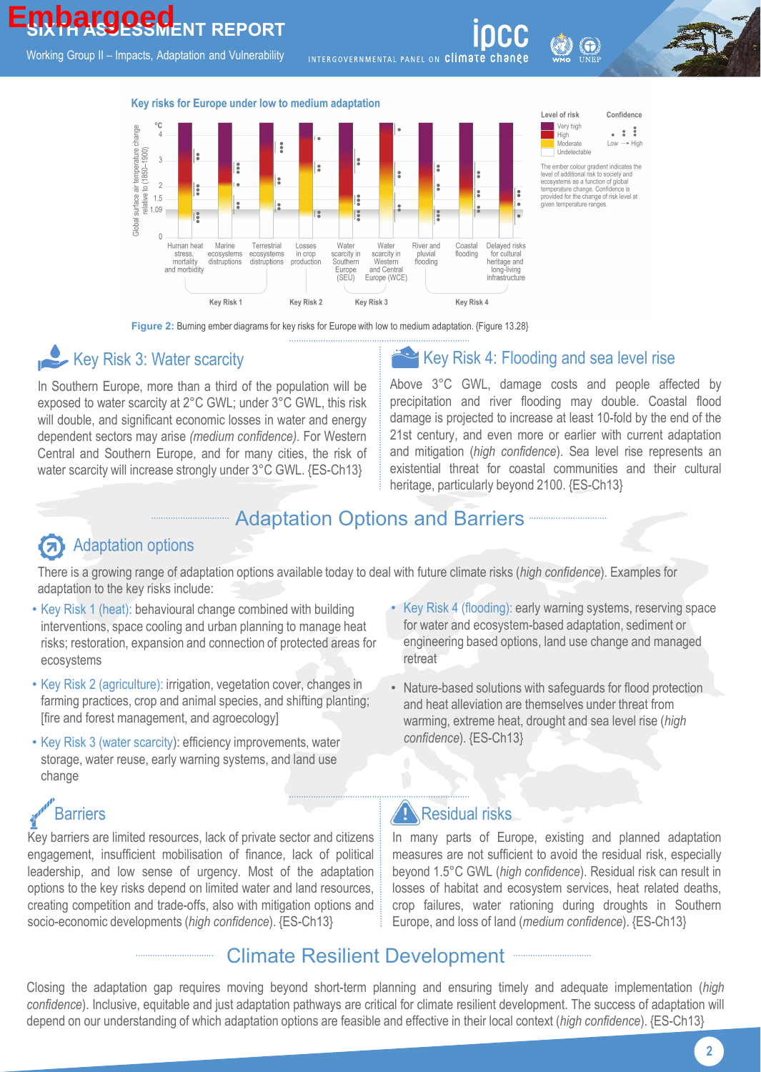Key risks for Europe under low to medium adaptation

°C
4
3
2
1.5
1.09
0
Global surface air temperature change relative to (1850–1900)

Human heat stress, mortality and morbidity
Marine ecosystems distruptions
Terrestrial ecosystems distruptions
Losses in crop production
Water scarcity in Southern Europe (SEU)
Water scarcity in Western and Central Europe (WCE)
River and pluvial flooding
Coastal flooding
Delayed risks for cultural heritage and long-living infrastructure

Key Risk 1
Key Risk 2
Key Risk 3
Key Risk 4

Level of risk
Very high
High
Moderate
Undetectable

Confidence
Low → High

The ember colour gradient indicates the level of additional risk to society and ecosystems as a function of global temperature change. Confidence is provided for the change of risk level at given temperature ranges.

**Figure 2:** Burning ember diagrams for key risks for Europe with low to medium adaptation. {Figure 13.28}

## Key Risk 3: Water scarcity

In Southern Europe, more than a third of the population will be exposed to water scarcity at 2°C GWL; under 3°C GWL, this risk will double, and significant economic losses in water and energy dependent sectors may arise *(medium confidence)*. For Western Central and Southern Europe, and for many cities, the risk of water scarcity will increase strongly under 3°C GWL. {ES-Ch13}

## Key Risk 4: Flooding and sea level rise

Above 3°C GWL, damage costs and people affected by precipitation and river flooding may double. Coastal flood damage is projected to increase at least 10-fold by the end of the 21st century, and even more or earlier with current adaptation and mitigation (*high confidence*). Sea level rise represents an existential threat for coastal communities and their cultural heritage, particularly beyond 2100. {ES-Ch13}

# Adaptation Options and Barriers

## Adaptation options

There is a growing range of adaptation options available today to deal with future climate risks (*high confidence*). Examples for adaptation to the key risks include:

- Key Risk 1 (heat): behavioural change combined with building interventions, space cooling and urban planning to manage heat risks; restoration, expansion and connection of protected areas for ecosystems
- Key Risk 2 (agriculture): irrigation, vegetation cover, changes in farming practices, crop and animal species, and shifting planting; [fire and forest management, and agroecology]
- Key Risk 3 (water scarcity): efficiency improvements, water storage, water reuse, early warning systems, and land use change
- Key Risk 4 (flooding): early warning systems, reserving space for water and ecosystem-based adaptation, sediment or engineering based options, land use change and managed retreat
- Nature-based solutions with safeguards for flood protection and heat alleviation are themselves under threat from warming, extreme heat, drought and sea level rise (*high confidence*). {ES-Ch13}

## Barriers

Key barriers are limited resources, lack of private sector and citizens engagement, insufficient mobilisation of finance, lack of political leadership, and low sense of urgency. Most of the adaptation options to the key risks depend on limited water and land resources, creating competition and trade-offs, also with mitigation options and socio-economic developments (*high confidence*). {ES-Ch13}

## Residual risks

In many parts of Europe, existing and planned adaptation measures are not sufficient to avoid the residual risk, especially beyond 1.5°C GWL (*high confidence*). Residual risk can result in losses of habitat and ecosystem services, heat related deaths, crop failures, water rationing during droughts in Southern Europe, and loss of land (*medium confidence*). {ES-Ch13}

# Climate Resilient Development

Closing the adaptation gap requires moving beyond short-term planning and ensuring timely and adequate implementation (*high confidence*). Inclusive, equitable and just adaptation pathways are critical for climate resilient development. The success of adaptation will depend on our understanding of which adaptation options are feasible and effective in their local context (*high confidence*). {ES-Ch13}